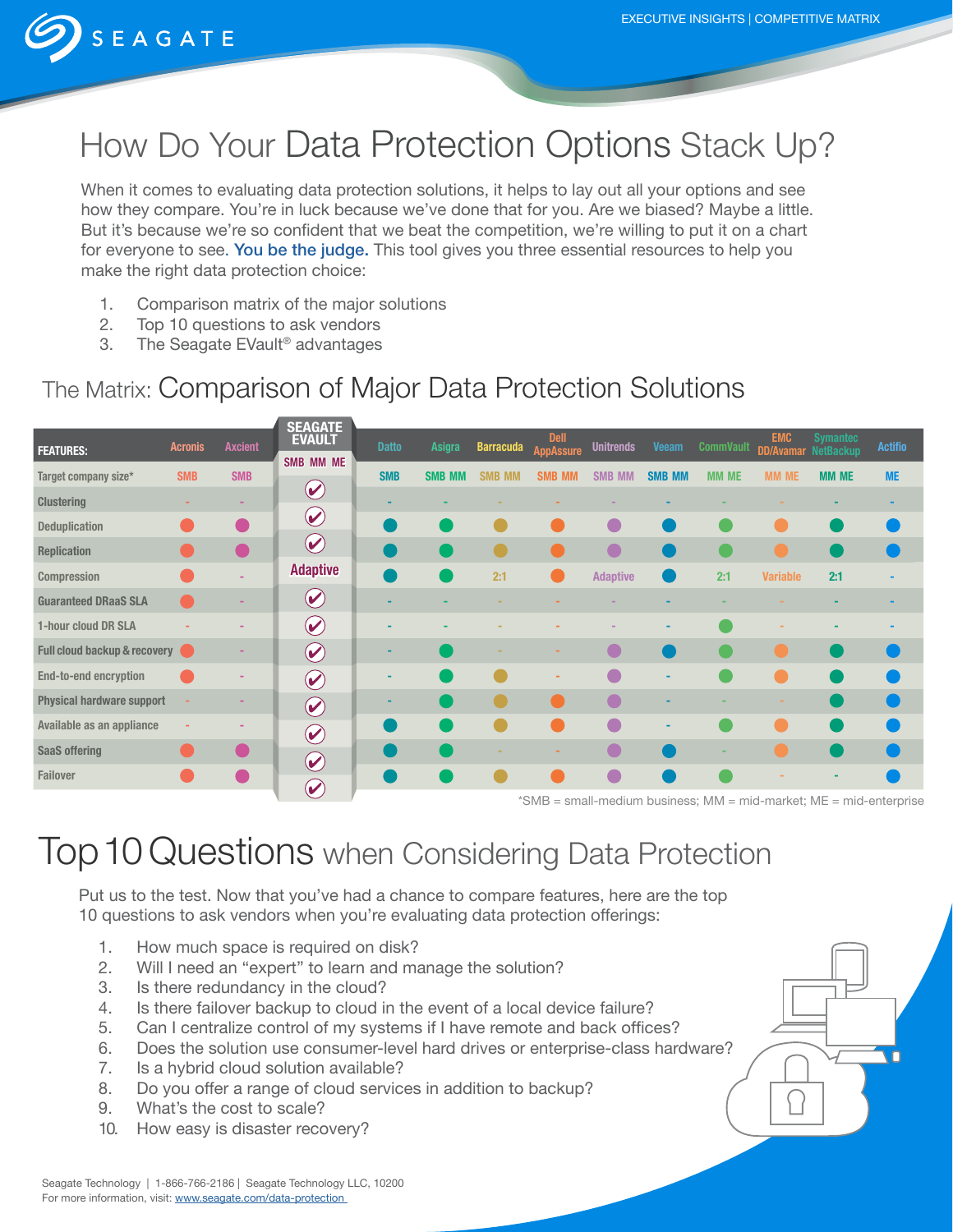EXECUTIVE INSIGHTS | COMPETITIVE MATRIX

# How Do Your Data Protection Options Stack Up?

When it comes to evaluating data protection solutions, it helps to lay out all your options and see how they compare. You're in luck because we've done that for you. Are we biased? Maybe a little. But it's because we're so confident that we beat the competition, we're willing to put it on a chart for everyone to see. **You be the judge.** This tool gives you three essential resources to help you make the right data protection choice:

1. Comparison matrix of the major solutions
2. Top 10 questions to ask vendors
3. The Seagate EVault® advantages

## The Matrix: Comparison of Major Data Protection Solutions

| FEATURES: | Acronis | Axcient | SEAGATE EVAULT | Datto | Asigra | Barracuda | Dell AppAssure | Unitrends | Veeam | CommVault | EMC DD/Avamar | Symantec NetBackup | Actifio |
|---|---|---|---|---|---|---|---|---|---|---|---|---|---|
| Target company size* | SMB | SMB | SMB MM ME | SMB | SMB MM | SMB MM | SMB MM | SMB MM | SMB MM | MM ME | MM ME | MM ME | ME |
| Clustering | - | - | ✔ | - | - | - | - | - | - | - | - | - | - |
| Deduplication | ● | ● | ✔ | ● | ● | ● | ● | ● | ● | ● | ● | ● | ● |
| Replication | ● | ● | ✔ | ● | ● | ● | ● | ● | ● | ● | ● | ● | ● |
| Compression | ● | - | Adaptive | ● | ● | 2:1 | ● | Adaptive | ● | 2:1 | Variable | 2:1 | - |
| Guaranteed DRaaS SLA | ● | - | ✔ | - | - | - | - | - | - | - | - | - | - |
| 1-hour cloud DR SLA | - | - | ✔ | - | - | - | - | - | - | ● | - | - | - |
| Full cloud backup & recovery | ● | - | ✔ | - | ● | - | - | ● | ● | ● | ● | ● | ● |
| End-to-end encryption | ● | - | ✔ | - | ● | ● | - | ● | - | ● | ● | ● | ● |
| Physical hardware support | - | - | ✔ | - | ● | ● | ● | ● | - | - | - | ● | ● |
| Available as an appliance | - | - | ✔ | ● | ● | ● | ● | ● | - | ● | ● | ● | ● |
| SaaS offering | ● | ● | ✔ | ● | ● | - | - | ● | ● | - | ● | ● | ● |
| Failover | ● | ● | ✔ | ● | ● | ● | ● | ● | ● | ● | - | - | ● |

*SMB = small-medium business; MM = mid-market; ME = mid-enterprise

# Top 10 Questions when Considering Data Protection

Put us to the test. Now that you've had a chance to compare features, here are the top 10 questions to ask vendors when you're evaluating data protection offerings:

1. How much space is required on disk?
2. Will I need an "expert" to learn and manage the solution?
3. Is there redundancy in the cloud?
4. Is there failover backup to cloud in the event of a local device failure?
5. Can I centralize control of my systems if I have remote and back offices?
6. Does the solution use consumer-level hard drives or enterprise-class hardware?
7. Is a hybrid cloud solution available?
8. Do you offer a range of cloud services in addition to backup?
9. What's the cost to scale?
10. How easy is disaster recovery?

Seagate Technology | 1-866-766-2186 | Seagate Technology LLC, 10200
For more information, visit: www.seagate.com/data-protection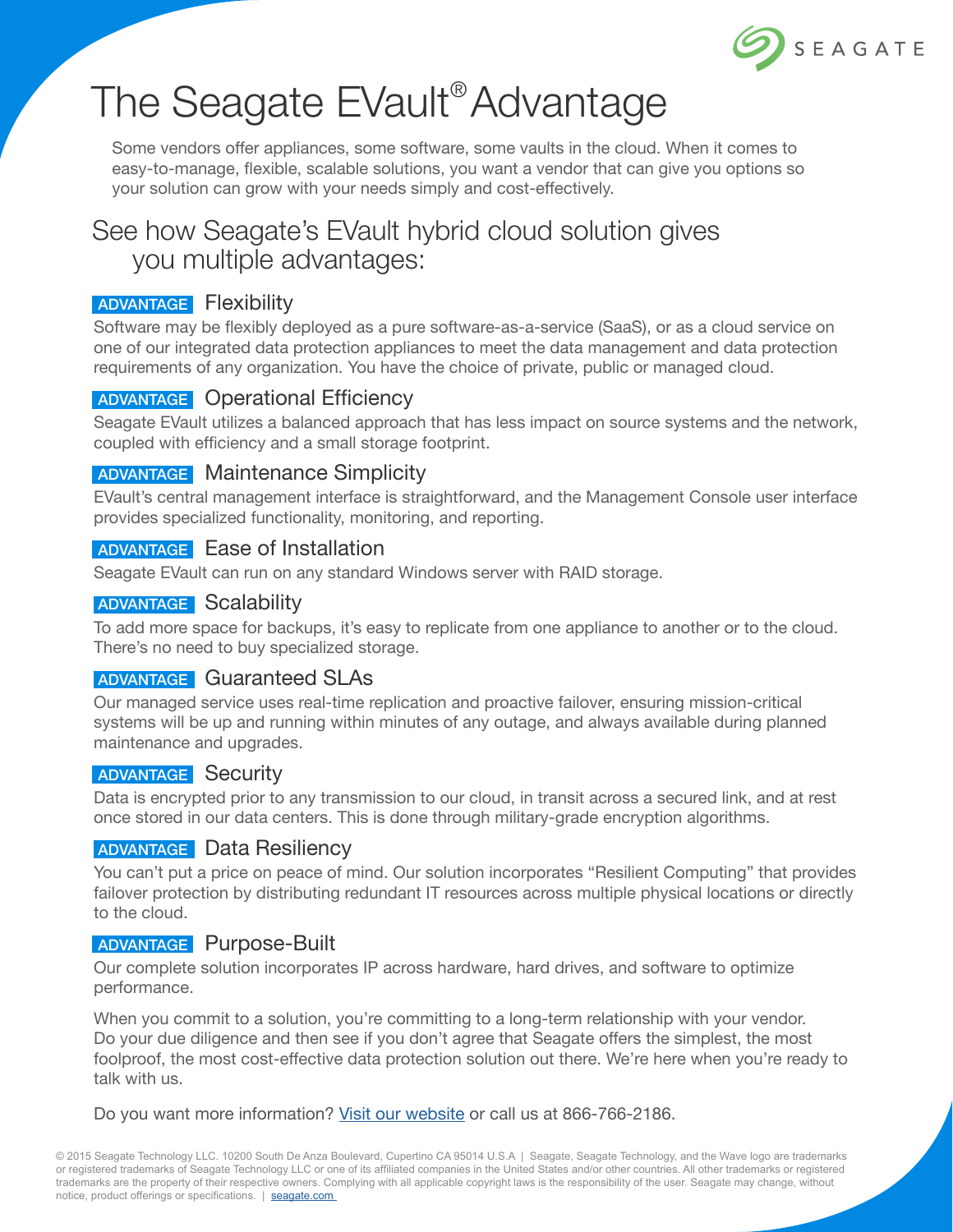# The Seagate EVault® Advantage

Some vendors offer appliances, some software, some vaults in the cloud. When it comes to easy-to-manage, flexible, scalable solutions, you want a vendor that can give you options so your solution can grow with your needs simply and cost-effectively.

## See how Seagate's EVault hybrid cloud solution gives you multiple advantages:

### ADVANTAGE Flexibility

Software may be flexibly deployed as a pure software-as-a-service (SaaS), or as a cloud service on one of our integrated data protection appliances to meet the data management and data protection requirements of any organization. You have the choice of private, public or managed cloud.

### ADVANTAGE Operational Efficiency

Seagate EVault utilizes a balanced approach that has less impact on source systems and the network, coupled with efficiency and a small storage footprint.

### ADVANTAGE Maintenance Simplicity

EVault's central management interface is straightforward, and the Management Console user interface provides specialized functionality, monitoring, and reporting.

### ADVANTAGE Ease of Installation

Seagate EVault can run on any standard Windows server with RAID storage.

### ADVANTAGE Scalability

To add more space for backups, it's easy to replicate from one appliance to another or to the cloud. There's no need to buy specialized storage.

### ADVANTAGE Guaranteed SLAs

Our managed service uses real-time replication and proactive failover, ensuring mission-critical systems will be up and running within minutes of any outage, and always available during planned maintenance and upgrades.

### ADVANTAGE Security

Data is encrypted prior to any transmission to our cloud, in transit across a secured link, and at rest once stored in our data centers. This is done through military-grade encryption algorithms.

### ADVANTAGE Data Resiliency

You can't put a price on peace of mind. Our solution incorporates "Resilient Computing" that provides failover protection by distributing redundant IT resources across multiple physical locations or directly to the cloud.

### ADVANTAGE Purpose-Built

Our complete solution incorporates IP across hardware, hard drives, and software to optimize performance.

When you commit to a solution, you're committing to a long-term relationship with your vendor. Do your due diligence and then see if you don't agree that Seagate offers the simplest, the most foolproof, the most cost-effective data protection solution out there. We're here when you're ready to talk with us.

Do you want more information? [Visit our website] or call us at 866-766-2186.

© 2015 Seagate Technology LLC. 10200 South De Anza Boulevard, Cupertino CA 95014 U.S.A | Seagate, Seagate Technology, and the Wave logo are trademarks or registered trademarks of Seagate Technology LLC or one of its affiliated companies in the United States and/or other countries. All other trademarks or registered trademarks are the property of their respective owners. Complying with all applicable copyright laws is the responsibility of the user. Seagate may change, without notice, product offerings or specifications. | seagate.com